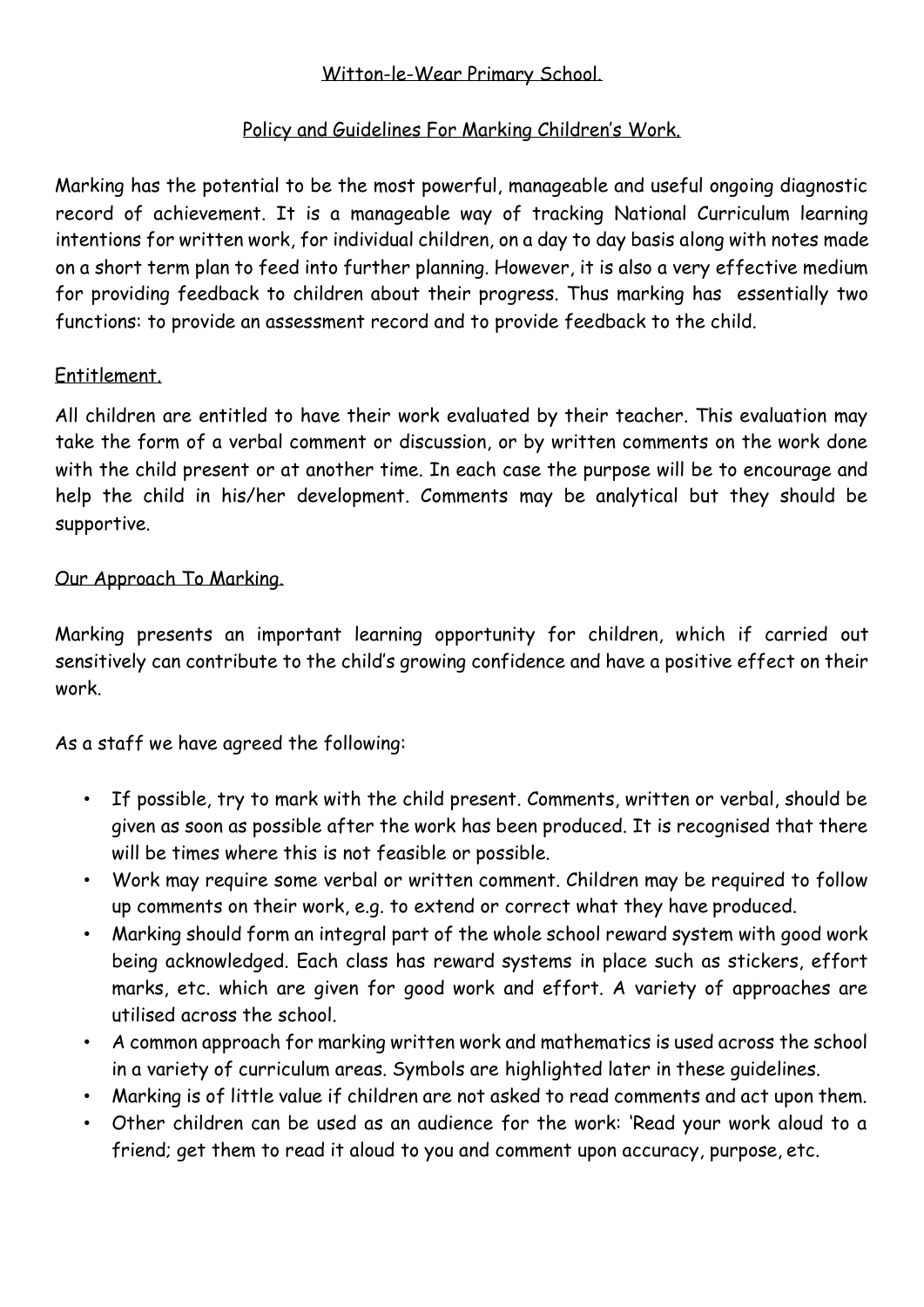# Witton-le-Wear Primary School.

## Policy and Guidelines For Marking Children's Work.

Marking has the potential to be the most powerful, manageable and useful ongoing diagnostic record of achievement. It is a manageable way of tracking National Curriculum learning intentions for written work, for individual children, on a day to day basis along with notes made on a short term plan to feed into further planning. However, it is also a very effective medium for providing feedback to children about their progress. Thus marking has essentially two functions: to provide an assessment record and to provide feedback to the child.

### Entitlement.

All children are entitled to have their work evaluated by their teacher. This evaluation may take the form of a verbal comment or discussion, or by written comments on the work done with the child present or at another time. In each case the purpose will be to encourage and help the child in his/her development. Comments may be analytical but they should be supportive.

### Our Approach To Marking.

Marking presents an important learning opportunity for children, which if carried out sensitively can contribute to the child's growing confidence and have a positive effect on their work.

As a staff we have agreed the following:

- If possible, try to mark with the child present. Comments, written or verbal, should be given as soon as possible after the work has been produced. It is recognised that there will be times where this is not feasible or possible.
- Work may require some verbal or written comment. Children may be required to follow up comments on their work, e.g. to extend or correct what they have produced.
- Marking should form an integral part of the whole school reward system with good work being acknowledged. Each class has reward systems in place such as stickers, effort marks, etc. which are given for good work and effort. A variety of approaches are utilised across the school.
- A common approach for marking written work and mathematics is used across the school in a variety of curriculum areas. Symbols are highlighted later in these guidelines.
- Marking is of little value if children are not asked to read comments and act upon them.
- Other children can be used as an audience for the work: 'Read your work aloud to a friend; get them to read it aloud to you and comment upon accuracy, purpose, etc.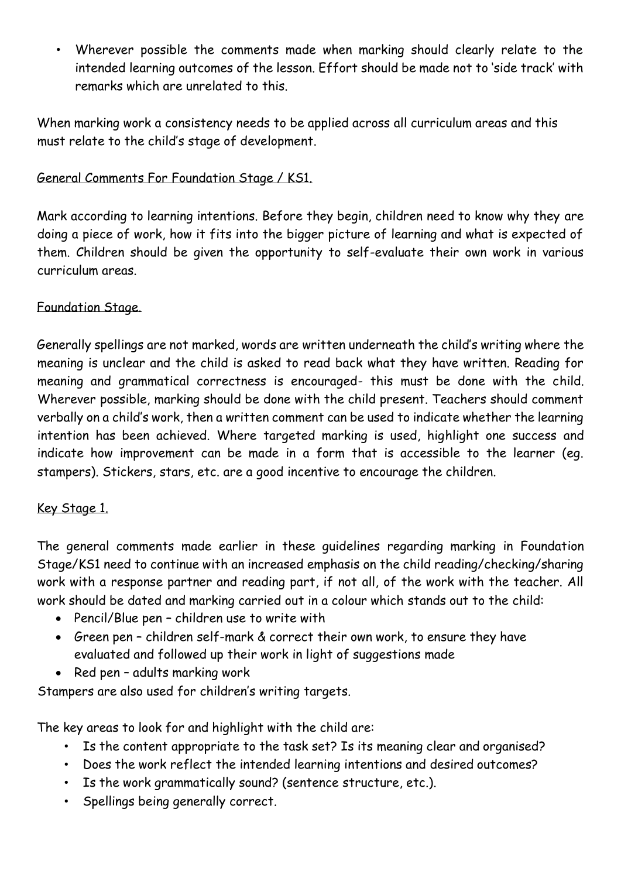- Wherever possible the comments made when marking should clearly relate to the intended learning outcomes of the lesson. Effort should be made not to 'side track' with remarks which are unrelated to this.

When marking work a consistency needs to be applied across all curriculum areas and this must relate to the child's stage of development.

<u>General Comments For Foundation Stage / KS1.</u>

Mark according to learning intentions. Before they begin, children need to know why they are doing a piece of work, how it fits into the bigger picture of learning and what is expected of them. Children should be given the opportunity to self-evaluate their own work in various curriculum areas.

<u>Foundation Stage.</u>

Generally spellings are not marked, words are written underneath the child's writing where the meaning is unclear and the child is asked to read back what they have written. Reading for meaning and grammatical correctness is encouraged- this must be done with the child. Wherever possible, marking should be done with the child present. Teachers should comment verbally on a child's work, then a written comment can be used to indicate whether the learning intention has been achieved. Where targeted marking is used, highlight one success and indicate how improvement can be made in a form that is accessible to the learner (eg. stampers). Stickers, stars, etc. are a good incentive to encourage the children.

<u>Key Stage 1.</u>

The general comments made earlier in these guidelines regarding marking in Foundation Stage/KS1 need to continue with an increased emphasis on the child reading/checking/sharing work with a response partner and reading part, if not all, of the work with the teacher. All work should be dated and marking carried out in a colour which stands out to the child:

- Pencil/Blue pen – children use to write with
- Green pen – children self-mark & correct their own work, to ensure they have evaluated and followed up their work in light of suggestions made
- Red pen – adults marking work

Stampers are also used for children's writing targets.

The key areas to look for and highlight with the child are:

- Is the content appropriate to the task set? Is its meaning clear and organised?
- Does the work reflect the intended learning intentions and desired outcomes?
- Is the work grammatically sound? (sentence structure, etc.).
- Spellings being generally correct.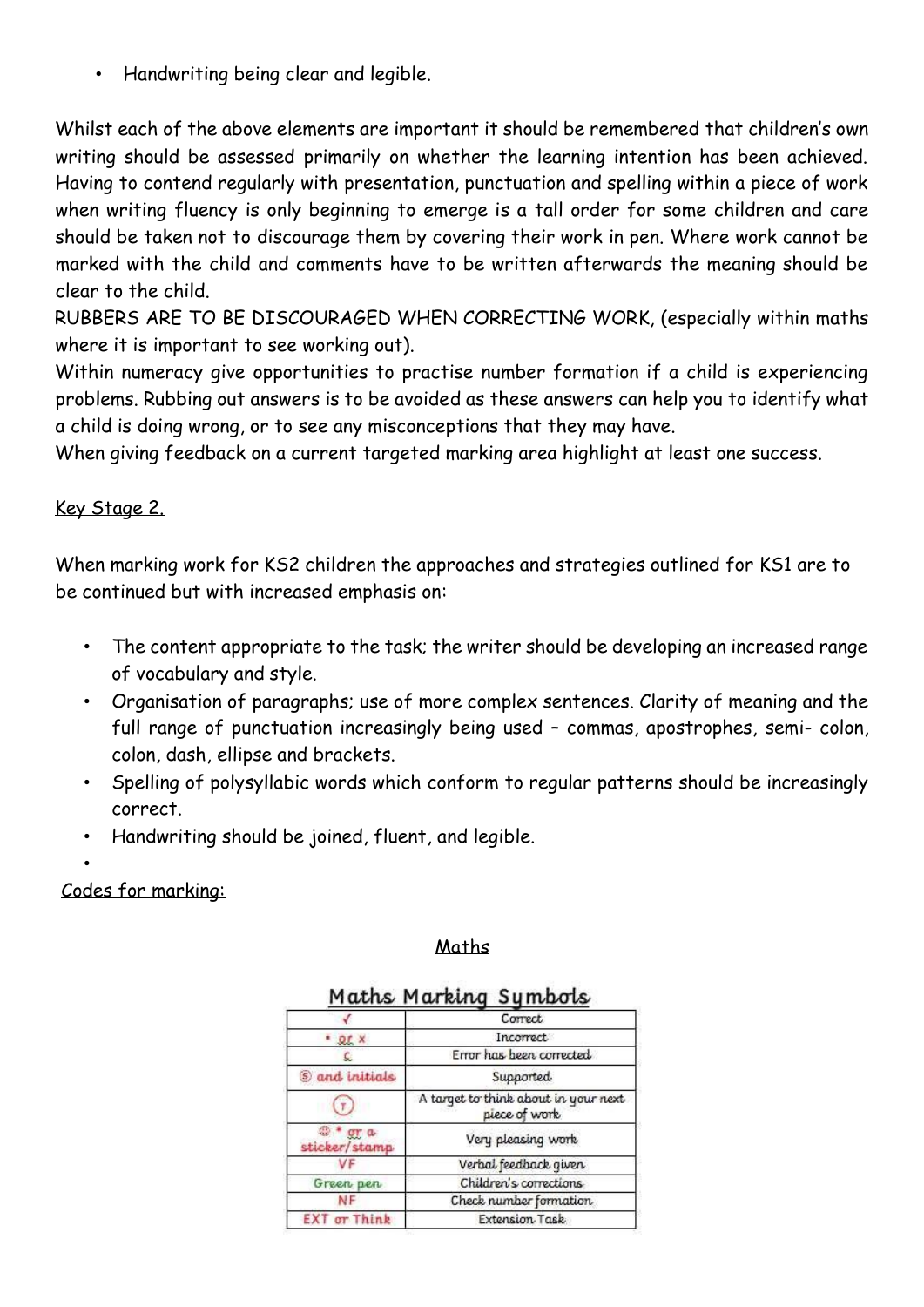- Handwriting being clear and legible.

Whilst each of the above elements are important it should be remembered that children's own writing should be assessed primarily on whether the learning intention has been achieved. Having to contend regularly with presentation, punctuation and spelling within a piece of work when writing fluency is only beginning to emerge is a tall order for some children and care should be taken not to discourage them by covering their work in pen. Where work cannot be marked with the child and comments have to be written afterwards the meaning should be clear to the child.
RUBBERS ARE TO BE DISCOURAGED WHEN CORRECTING WORK, (especially within maths where it is important to see working out).
Within numeracy give opportunities to practise number formation if a child is experiencing problems. Rubbing out answers is to be avoided as these answers can help you to identify what a child is doing wrong, or to see any misconceptions that they may have.
When giving feedback on a current targeted marking area highlight at least one success.

<u>Key Stage 2.</u>

When marking work for KS2 children the approaches and strategies outlined for KS1 are to be continued but with increased emphasis on:

- The content appropriate to the task; the writer should be developing an increased range of vocabulary and style.
- Organisation of paragraphs; use of more complex sentences. Clarity of meaning and the full range of punctuation increasingly being used – commas, apostrophes, semi- colon, colon, dash, ellipse and brackets.
- Spelling of polysyllabic words which conform to regular patterns should be increasingly correct.
- Handwriting should be joined, fluent, and legible.

<u>Codes for marking:</u>

<u>Maths</u>

**Maths Marking Symbols**

| | |
|---|---|
| ✓ | Correct |
| • or x | Incorrect |
| C | Error has been corrected |
| Ⓢ and initials | Supported |
| Ⓣ | A target to think about in your next piece of work |
| ☺ * or a sticker/stamp | Very pleasing work |
| VF | Verbal feedback given |
| Green pen | Children's corrections |
| NF | Check number formation |
| EXT or Think | Extension Task |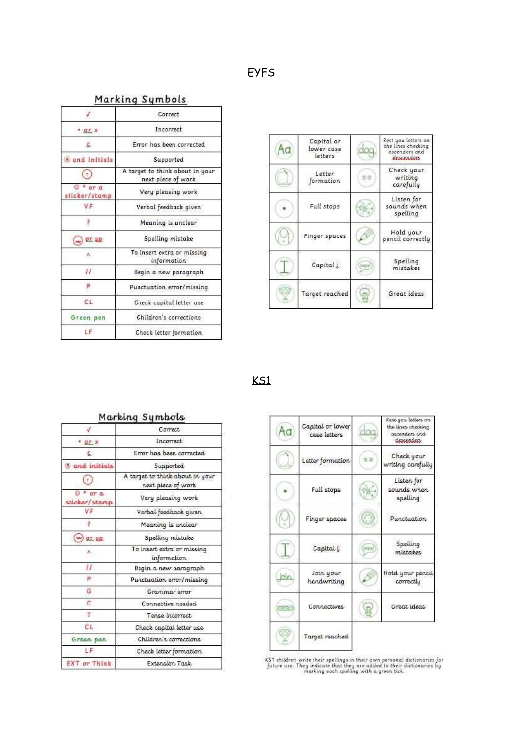## EYFS

### Marking Symbols

| | |
|---|---|
| ✓ | Correct |
| • or x | Incorrect |
| ς | Error has been corrected |
| Ⓢ and initials | Supported |
| Ⓣ | A target to think about in your next piece of work |
| ☺ * or a sticker/stamp | Very pleasing work |
| VF | Verbal feedback given |
| ? | Meaning is unclear |
| ◯ or sp | Spelling mistake |
| ^ | To insert extra or missing information |
| // | Begin a new paragraph |
| P | Punctuation error/missing |
| CL | Check capital letter use |
| Green pen | Children's corrections |
| LF | Check letter formation |

| | | | |
|---|---|---|---|
| Aa | Capital or lower case letters | dog | Rest you letters on the lines checking ascenders and descenders |
| | Letter formation | | Check your writing carefully |
| • | Full stops | | Listen for sounds when spelling |
| | Finger spaces | | Hold your pencil correctly |
| I | Capital i | | Spelling mistakes |
| | Target reached | | Great ideas |

## KS1

### Marking Symbols

| | |
|---|---|
| ✓ | Correct |
| • or x | Incorrect |
| ς | Error has been corrected |
| Ⓢ and initials | Supported |
| Ⓣ | A target to think about in your next piece of work |
| ☺ * or a sticker/stamp | Very pleasing work |
| VF | Verbal feedback given |
| ? | Meaning is unclear |
| ◯ or sp | Spelling mistake |
| ^ | To insert extra or missing information |
| // | Begin a new paragraph |
| P | Punctuation error/missing |
| G | Grammar error |
| C | Connective needed |
| T | Tense incorrect |
| CL | Check capital letter use |
| Green pen | Children's corrections |
| LF | Check letter formation |
| EXT or Think | Extension Task |

| | | | |
|---|---|---|---|
| Aa | Capital or lower case letters | dog | Rest you letters on the lines checking ascenders and descenders |
| | Letter formation | | Check your writing carefully |
| • | Full stops | | Listen for sounds when spelling |
| | Finger spaces | | Punctuation |
| I | Capital i | | Spelling mistakes |
| Join | Join your handwriting | | Hold your pencil correctly |
| | Connectives | | Great ideas |
| | Target reached | | |

KS1 children write their spellings in their own personal dictionaries for future use. They indicate that they are added to their dictionaries by marking each spelling with a green tick.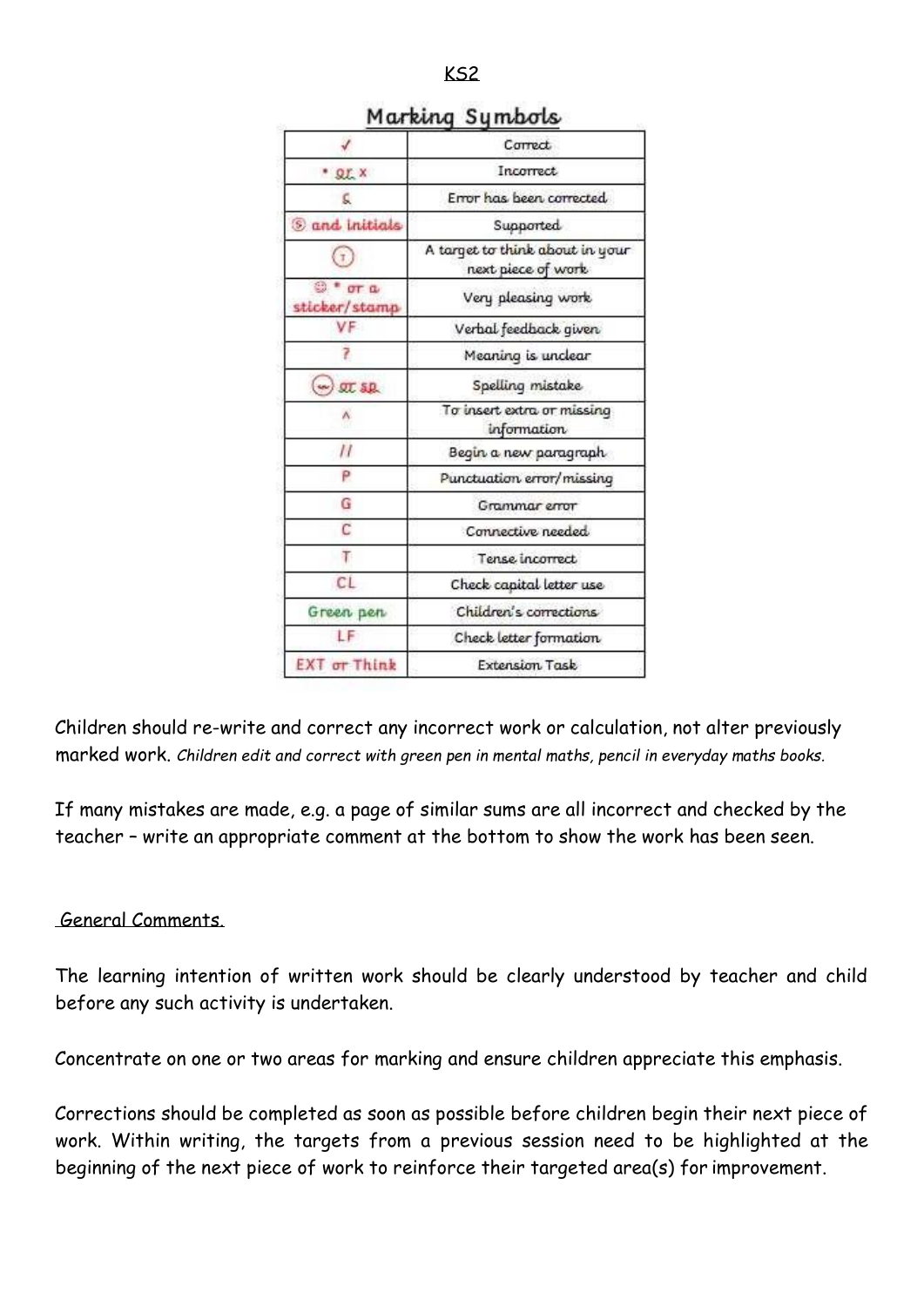KS2

## Marking Symbols

| | |
|---|---|
| ✓ | Correct |
| • or x | Incorrect |
| ç | Error has been corrected |
| Ⓢ and initials | Supported |
| Ⓣ | A target to think about in your next piece of work |
| ☺ * or a sticker/stamp | Very pleasing work |
| VF | Verbal feedback given |
| ? | Meaning is unclear |
| ⊖ or sp | Spelling mistake |
| ^ | To insert extra or missing information |
| // | Begin a new paragraph |
| P | Punctuation error/missing |
| G | Grammar error |
| C | Connective needed |
| T | Tense incorrect |
| CL | Check capital letter use |
| Green pen | Children's corrections |
| LF | Check letter formation |
| EXT or Think | Extension Task |

Children should re-write and correct any incorrect work or calculation, not alter previously marked work. *Children edit and correct with green pen in mental maths, pencil in everyday maths books.*

If many mistakes are made, e.g. a page of similar sums are all incorrect and checked by the teacher – write an appropriate comment at the bottom to show the work has been seen.

General Comments.

The learning intention of written work should be clearly understood by teacher and child before any such activity is undertaken.

Concentrate on one or two areas for marking and ensure children appreciate this emphasis.

Corrections should be completed as soon as possible before children begin their next piece of work. Within writing, the targets from a previous session need to be highlighted at the beginning of the next piece of work to reinforce their targeted area(s) for improvement.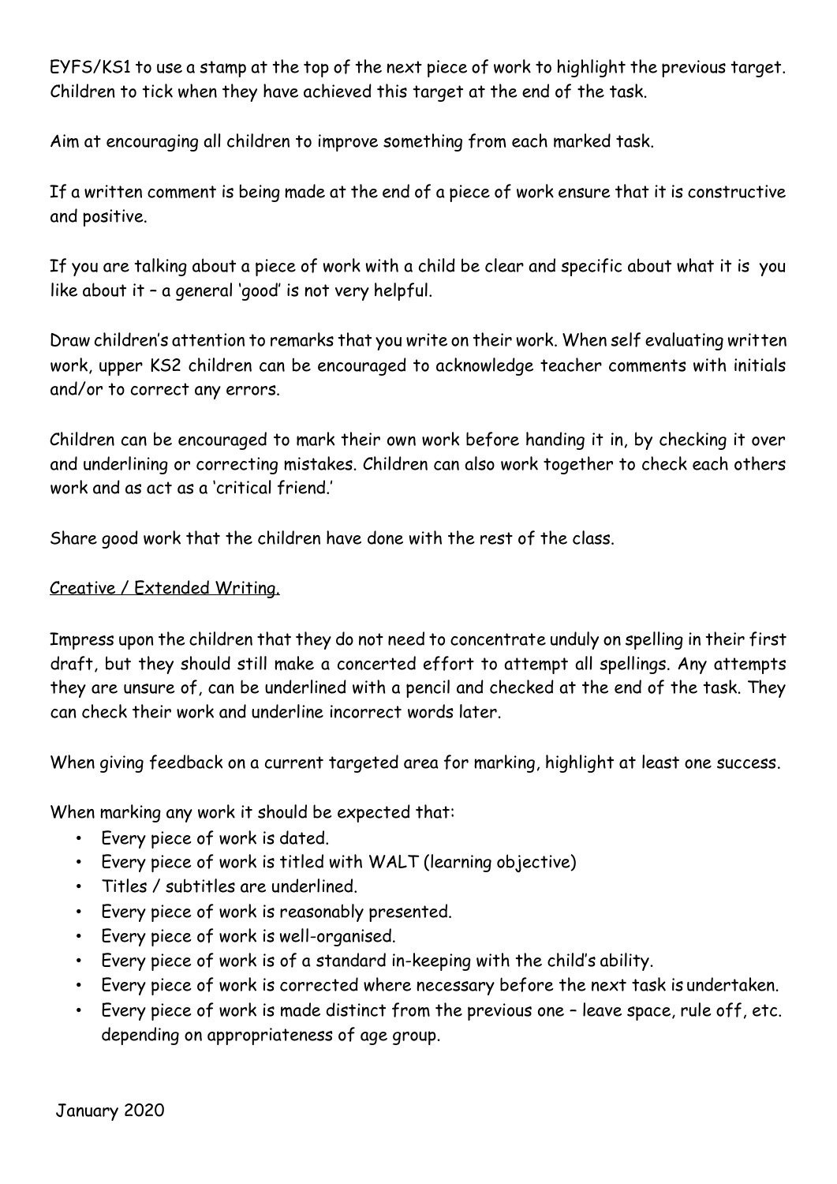EYFS/KS1 to use a stamp at the top of the next piece of work to highlight the previous target. Children to tick when they have achieved this target at the end of the task.

Aim at encouraging all children to improve something from each marked task.

If a written comment is being made at the end of a piece of work ensure that it is constructive and positive.

If you are talking about a piece of work with a child be clear and specific about what it is you like about it – a general 'good' is not very helpful.

Draw children's attention to remarks that you write on their work. When self evaluating written work, upper KS2 children can be encouraged to acknowledge teacher comments with initials and/or to correct any errors.

Children can be encouraged to mark their own work before handing it in, by checking it over and underlining or correcting mistakes. Children can also work together to check each others work and as act as a 'critical friend.'

Share good work that the children have done with the rest of the class.

<u>Creative / Extended Writing.</u>

Impress upon the children that they do not need to concentrate unduly on spelling in their first draft, but they should still make a concerted effort to attempt all spellings. Any attempts they are unsure of, can be underlined with a pencil and checked at the end of the task. They can check their work and underline incorrect words later.

When giving feedback on a current targeted area for marking, highlight at least one success.

When marking any work it should be expected that:

- Every piece of work is dated.
- Every piece of work is titled with WALT (learning objective)
- Titles / subtitles are underlined.
- Every piece of work is reasonably presented.
- Every piece of work is well-organised.
- Every piece of work is of a standard in-keeping with the child's ability.
- Every piece of work is corrected where necessary before the next task is undertaken.
- Every piece of work is made distinct from the previous one – leave space, rule off, etc. depending on appropriateness of age group.

January 2020